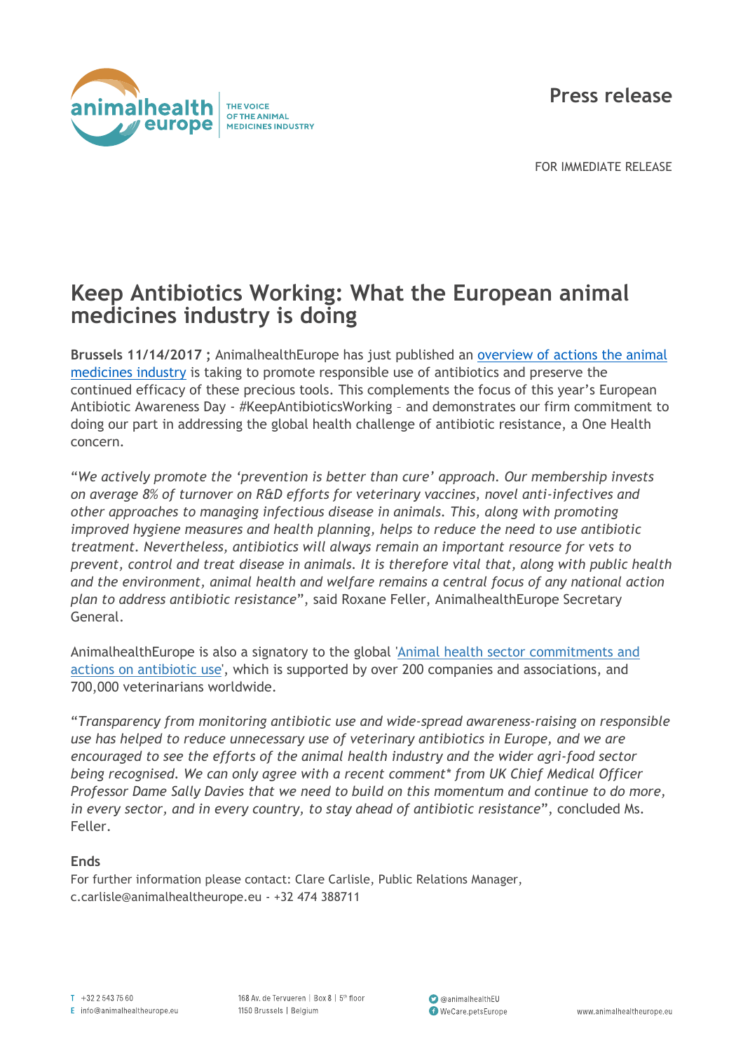Press release

FOR IMMEDIATE RELEASE

# Keep Antibiotics Working: What the European animal medicines industry is doing

**Brussels 11/14/2017 ;** AnimalhealthEurope has just published an overview of actions the animal medicines industry is taking to promote responsible use of antibiotics and preserve the continued efficacy of these precious tools. This complements the focus of this year's European Antibiotic Awareness Day - #KeepAntibioticsWorking – and demonstrates our firm commitment to doing our part in addressing the global health challenge of antibiotic resistance, a One Health concern.

"*We actively promote the 'prevention is better than cure' approach. Our membership invests on average 8% of turnover on R&D efforts for veterinary vaccines, novel anti-infectives and other approaches to managing infectious disease in animals. This, along with promoting improved hygiene measures and health planning, helps to reduce the need to use antibiotic treatment. Nevertheless, antibiotics will always remain an important resource for vets to prevent, control and treat disease in animals. It is therefore vital that, along with public health and the environment, animal health and welfare remains a central focus of any national action plan to address antibiotic resistance*", said Roxane Feller, AnimalhealthEurope Secretary General.

AnimalhealthEurope is also a signatory to the global 'Animal health sector commitments and actions on antibiotic use', which is supported by over 200 companies and associations, and 700,000 veterinarians worldwide.

"*Transparency from monitoring antibiotic use and wide-spread awareness-raising on responsible use has helped to reduce unnecessary use of veterinary antibiotics in Europe, and we are encouraged to see the efforts of the animal health industry and the wider agri-food sector being recognised. We can only agree with a recent comment* from UK Chief Medical Officer Professor Dame Sally Davies that we need to build on this momentum and continue to do more, in every sector, and in every country, to stay ahead of antibiotic resistance*", concluded Ms. Feller.

**Ends**

For further information please contact: Clare Carlisle, Public Relations Manager, c.carlisle@animalhealtheurope.eu - +32 474 388711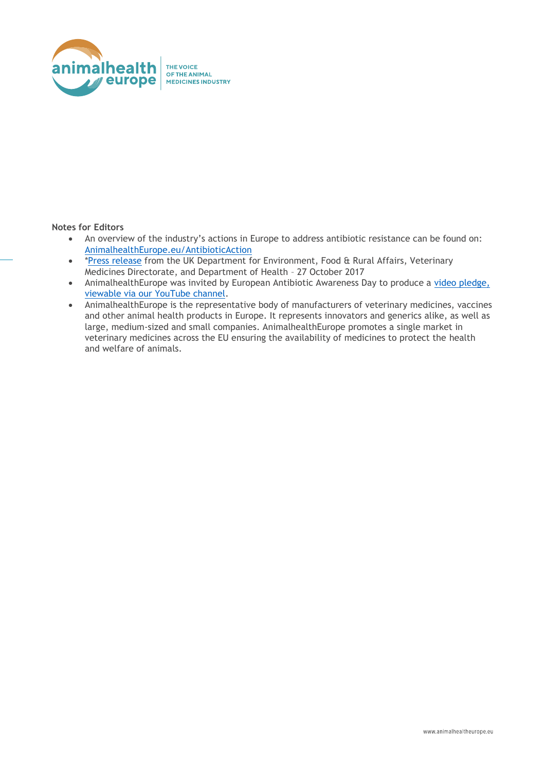**Notes for Editors**

- An overview of the industry's actions in Europe to address antibiotic resistance can be found on: AnimalhealthEurope.eu/AntibioticAction
- *Press release from the UK Department for Environment, Food & Rural Affairs, Veterinary Medicines Directorate, and Department of Health – 27 October 2017
- AnimalhealthEurope was invited by European Antibiotic Awareness Day to produce a video pledge, viewable via our YouTube channel.
- AnimalhealthEurope is the representative body of manufacturers of veterinary medicines, vaccines and other animal health products in Europe. It represents innovators and generics alike, as well as large, medium-sized and small companies. AnimalhealthEurope promotes a single market in veterinary medicines across the EU ensuring the availability of medicines to protect the health and welfare of animals.